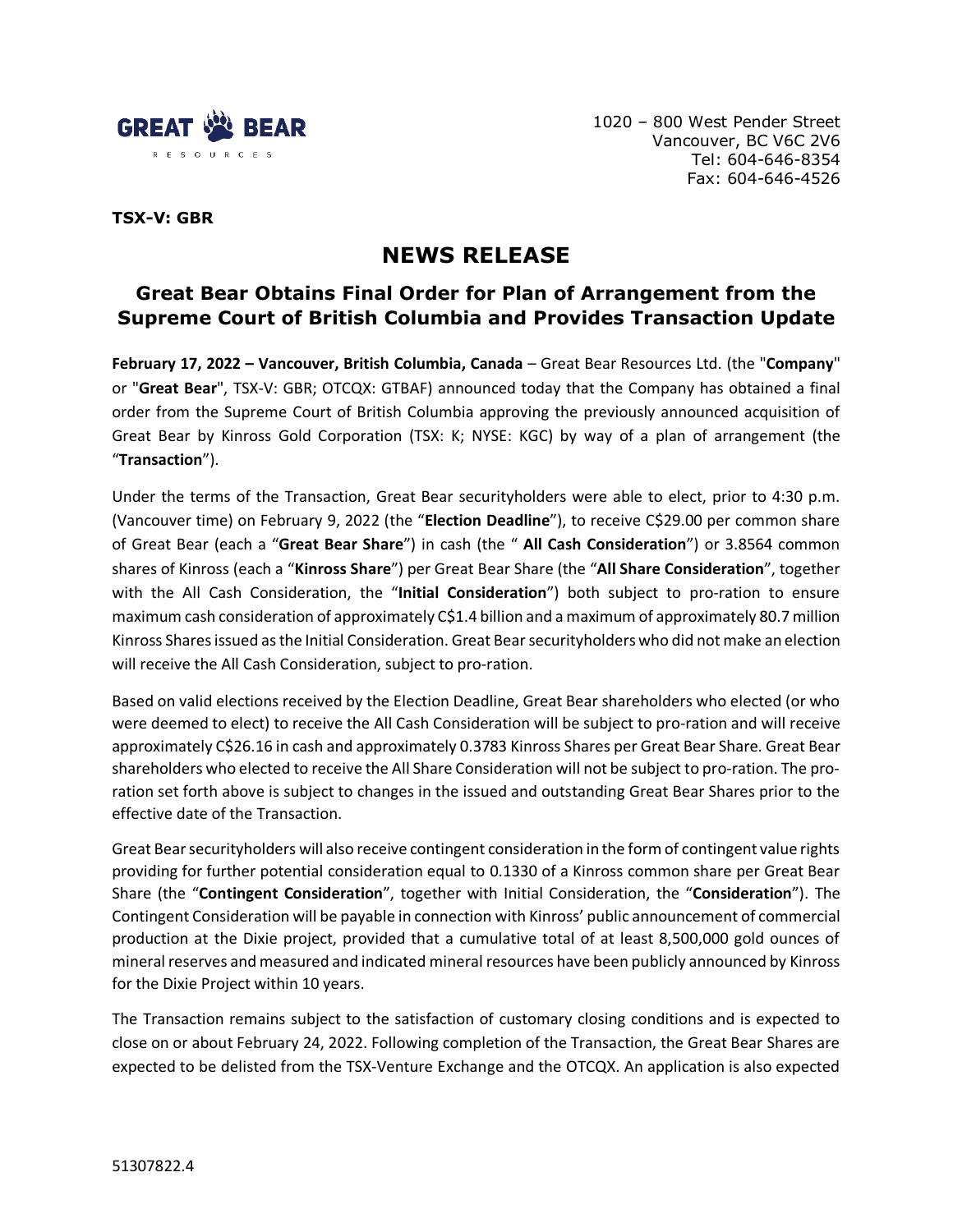GREAT BEAR RESOURCES

1020 – 800 West Pender Street
Vancouver, BC V6C 2V6
Tel: 604-646-8354
Fax: 604-646-4526

**TSX-V: GBR**

# NEWS RELEASE

## Great Bear Obtains Final Order for Plan of Arrangement from the Supreme Court of British Columbia and Provides Transaction Update

**February 17, 2022 – Vancouver, British Columbia, Canada** – Great Bear Resources Ltd. (the "**Company**" or "**Great Bear**", TSX-V: GBR; OTCQX: GTBAF) announced today that the Company has obtained a final order from the Supreme Court of British Columbia approving the previously announced acquisition of Great Bear by Kinross Gold Corporation (TSX: K; NYSE: KGC) by way of a plan of arrangement (the "**Transaction**").

Under the terms of the Transaction, Great Bear securityholders were able to elect, prior to 4:30 p.m. (Vancouver time) on February 9, 2022 (the "**Election Deadline**"), to receive C$29.00 per common share of Great Bear (each a "**Great Bear Share**") in cash (the " **All Cash Consideration**") or 3.8564 common shares of Kinross (each a "**Kinross Share**") per Great Bear Share (the "**All Share Consideration**", together with the All Cash Consideration, the "**Initial Consideration**") both subject to pro-ration to ensure maximum cash consideration of approximately C$1.4 billion and a maximum of approximately 80.7 million Kinross Shares issued as the Initial Consideration. Great Bear securityholders who did not make an election will receive the All Cash Consideration, subject to pro-ration.

Based on valid elections received by the Election Deadline, Great Bear shareholders who elected (or who were deemed to elect) to receive the All Cash Consideration will be subject to pro-ration and will receive approximately C$26.16 in cash and approximately 0.3783 Kinross Shares per Great Bear Share. Great Bear shareholders who elected to receive the All Share Consideration will not be subject to pro-ration. The pro-ration set forth above is subject to changes in the issued and outstanding Great Bear Shares prior to the effective date of the Transaction.

Great Bear securityholders will also receive contingent consideration in the form of contingent value rights providing for further potential consideration equal to 0.1330 of a Kinross common share per Great Bear Share (the "**Contingent Consideration**", together with Initial Consideration, the "**Consideration**"). The Contingent Consideration will be payable in connection with Kinross' public announcement of commercial production at the Dixie project, provided that a cumulative total of at least 8,500,000 gold ounces of mineral reserves and measured and indicated mineral resources have been publicly announced by Kinross for the Dixie Project within 10 years.

The Transaction remains subject to the satisfaction of customary closing conditions and is expected to close on or about February 24, 2022. Following completion of the Transaction, the Great Bear Shares are expected to be delisted from the TSX-Venture Exchange and the OTCQX. An application is also expected

51307822.4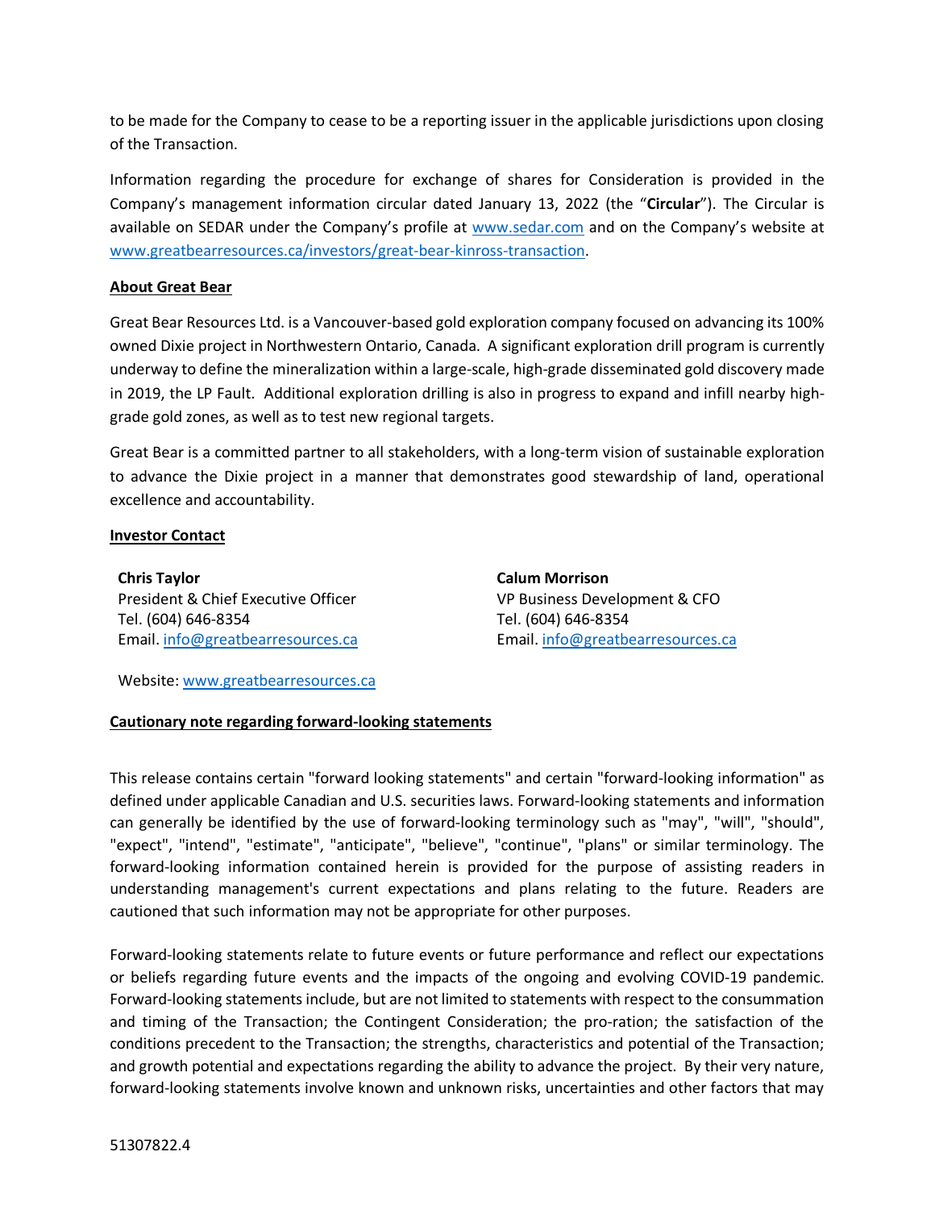to be made for the Company to cease to be a reporting issuer in the applicable jurisdictions upon closing of the Transaction.

Information regarding the procedure for exchange of shares for Consideration is provided in the Company's management information circular dated January 13, 2022 (the "**Circular**"). The Circular is available on SEDAR under the Company's profile at [www.sedar.com](http://www.sedar.com) and on the Company's website at [www.greatbearresources.ca/investors/great-bear-kinross-transaction](http://www.greatbearresources.ca/investors/great-bear-kinross-transaction).

**About Great Bear**

Great Bear Resources Ltd. is a Vancouver-based gold exploration company focused on advancing its 100% owned Dixie project in Northwestern Ontario, Canada. A significant exploration drill program is currently underway to define the mineralization within a large-scale, high-grade disseminated gold discovery made in 2019, the LP Fault. Additional exploration drilling is also in progress to expand and infill nearby high-grade gold zones, as well as to test new regional targets.

Great Bear is a committed partner to all stakeholders, with a long-term vision of sustainable exploration to advance the Dixie project in a manner that demonstrates good stewardship of land, operational excellence and accountability.

**Investor Contact**

**Chris Taylor**
President & Chief Executive Officer
Tel. (604) 646-8354
Email. [info@greatbearresources.ca](mailto:info@greatbearresources.ca)

**Calum Morrison**
VP Business Development & CFO
Tel. (604) 646-8354
Email. [info@greatbearresources.ca](mailto:info@greatbearresources.ca)

Website: [www.greatbearresources.ca](http://www.greatbearresources.ca)

**Cautionary note regarding forward-looking statements**

This release contains certain "forward looking statements" and certain "forward-looking information" as defined under applicable Canadian and U.S. securities laws. Forward-looking statements and information can generally be identified by the use of forward-looking terminology such as "may", "will", "should", "expect", "intend", "estimate", "anticipate", "believe", "continue", "plans" or similar terminology. The forward-looking information contained herein is provided for the purpose of assisting readers in understanding management's current expectations and plans relating to the future. Readers are cautioned that such information may not be appropriate for other purposes.

Forward-looking statements relate to future events or future performance and reflect our expectations or beliefs regarding future events and the impacts of the ongoing and evolving COVID-19 pandemic. Forward-looking statements include, but are not limited to statements with respect to the consummation and timing of the Transaction; the Contingent Consideration; the pro-ration; the satisfaction of the conditions precedent to the Transaction; the strengths, characteristics and potential of the Transaction; and growth potential and expectations regarding the ability to advance the project. By their very nature, forward-looking statements involve known and unknown risks, uncertainties and other factors that may

51307822.4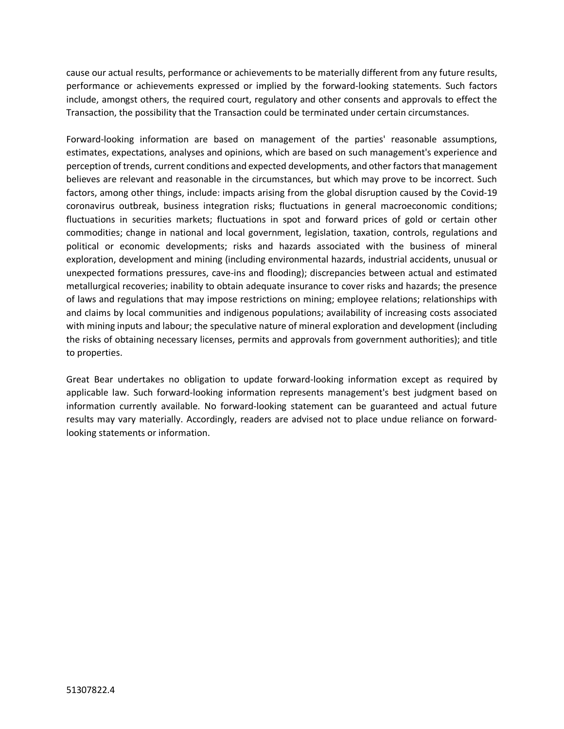cause our actual results, performance or achievements to be materially different from any future results, performance or achievements expressed or implied by the forward-looking statements. Such factors include, amongst others, the required court, regulatory and other consents and approvals to effect the Transaction, the possibility that the Transaction could be terminated under certain circumstances.

Forward-looking information are based on management of the parties' reasonable assumptions, estimates, expectations, analyses and opinions, which are based on such management's experience and perception of trends, current conditions and expected developments, and other factors that management believes are relevant and reasonable in the circumstances, but which may prove to be incorrect. Such factors, among other things, include: impacts arising from the global disruption caused by the Covid-19 coronavirus outbreak, business integration risks; fluctuations in general macroeconomic conditions; fluctuations in securities markets; fluctuations in spot and forward prices of gold or certain other commodities; change in national and local government, legislation, taxation, controls, regulations and political or economic developments; risks and hazards associated with the business of mineral exploration, development and mining (including environmental hazards, industrial accidents, unusual or unexpected formations pressures, cave-ins and flooding); discrepancies between actual and estimated metallurgical recoveries; inability to obtain adequate insurance to cover risks and hazards; the presence of laws and regulations that may impose restrictions on mining; employee relations; relationships with and claims by local communities and indigenous populations; availability of increasing costs associated with mining inputs and labour; the speculative nature of mineral exploration and development (including the risks of obtaining necessary licenses, permits and approvals from government authorities); and title to properties.

Great Bear undertakes no obligation to update forward-looking information except as required by applicable law. Such forward-looking information represents management's best judgment based on information currently available. No forward-looking statement can be guaranteed and actual future results may vary materially. Accordingly, readers are advised not to place undue reliance on forward-looking statements or information.

51307822.4